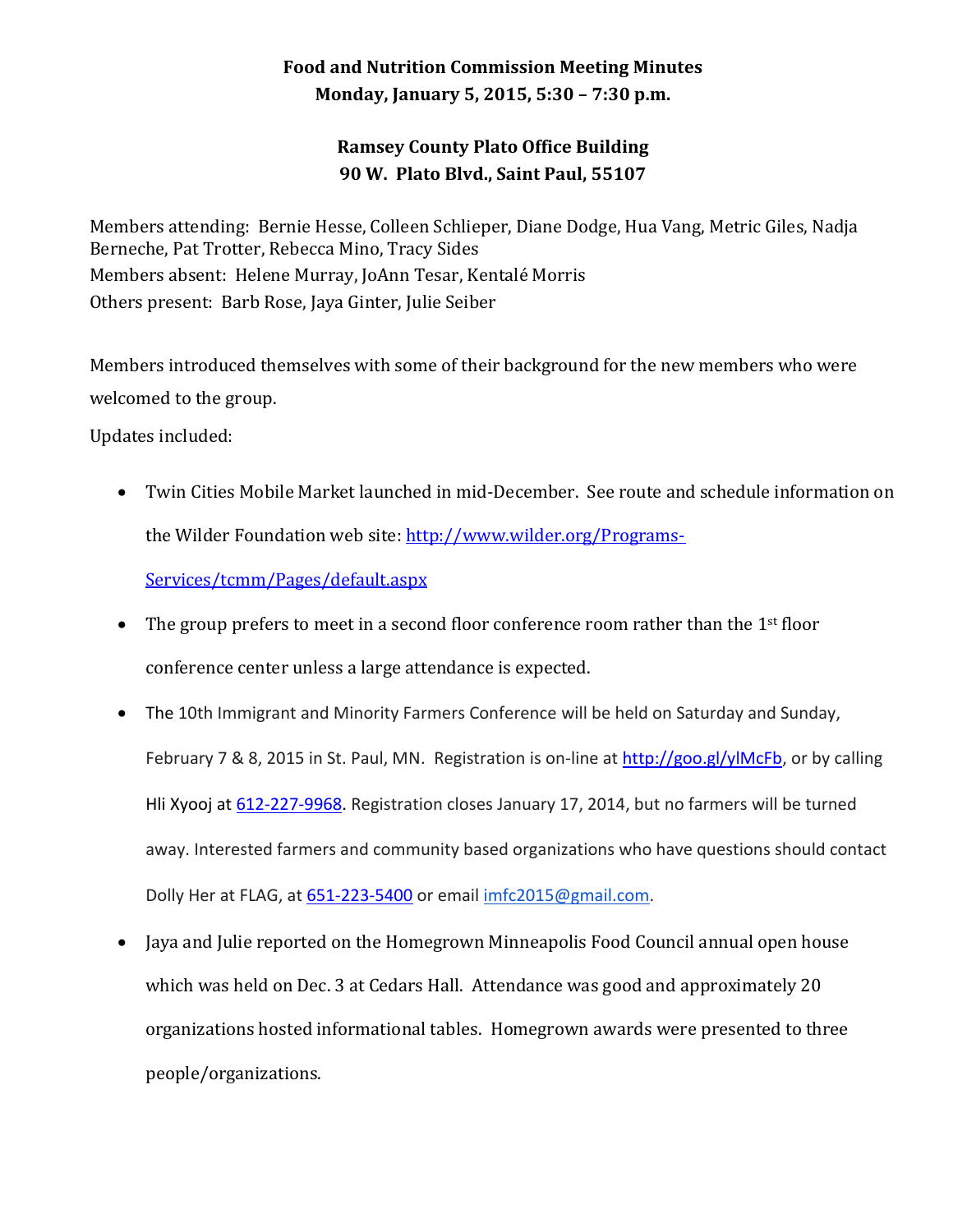# Food and Nutrition Commission Meeting Minutes

**Monday, January 5, 2015, 5:30 – 7:30 p.m.**

**Ramsey County Plato Office Building**
**90 W. Plato Blvd., Saint Paul, 55107**

Members attending: Bernie Hesse, Colleen Schlieper, Diane Dodge, Hua Vang, Metric Giles, Nadja Berneche, Pat Trotter, Rebecca Mino, Tracy Sides
Members absent: Helene Murray, JoAnn Tesar, Kentalé Morris
Others present: Barb Rose, Jaya Ginter, Julie Seiber

Members introduced themselves with some of their background for the new members who were welcomed to the group.

Updates included:

- Twin Cities Mobile Market launched in mid-December. See route and schedule information on the Wilder Foundation web site: http://www.wilder.org/Programs-Services/tcmm/Pages/default.aspx
- The group prefers to meet in a second floor conference room rather than the 1st floor conference center unless a large attendance is expected.
- The 10th Immigrant and Minority Farmers Conference will be held on Saturday and Sunday, February 7 & 8, 2015 in St. Paul, MN. Registration is on-line at http://goo.gl/ylMcFb, or by calling Hli Xyooj at 612-227-9968. Registration closes January 17, 2014, but no farmers will be turned away. Interested farmers and community based organizations who have questions should contact Dolly Her at FLAG, at 651-223-5400 or email imfc2015@gmail.com.
- Jaya and Julie reported on the Homegrown Minneapolis Food Council annual open house which was held on Dec. 3 at Cedars Hall. Attendance was good and approximately 20 organizations hosted informational tables. Homegrown awards were presented to three people/organizations.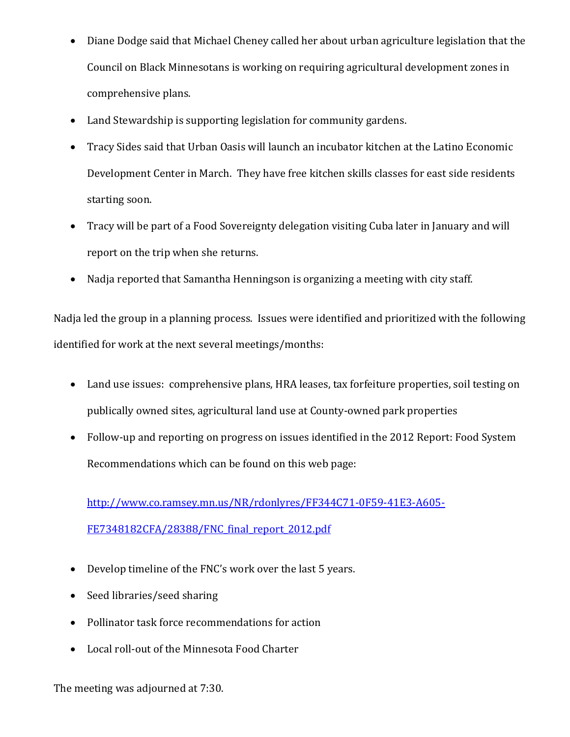- Diane Dodge said that Michael Cheney called her about urban agriculture legislation that the Council on Black Minnesotans is working on requiring agricultural development zones in comprehensive plans.
- Land Stewardship is supporting legislation for community gardens.
- Tracy Sides said that Urban Oasis will launch an incubator kitchen at the Latino Economic Development Center in March. They have free kitchen skills classes for east side residents starting soon.
- Tracy will be part of a Food Sovereignty delegation visiting Cuba later in January and will report on the trip when she returns.
- Nadja reported that Samantha Henningson is organizing a meeting with city staff.

Nadja led the group in a planning process. Issues were identified and prioritized with the following identified for work at the next several meetings/months:

- Land use issues: comprehensive plans, HRA leases, tax forfeiture properties, soil testing on publically owned sites, agricultural land use at County-owned park properties
- Follow-up and reporting on progress on issues identified in the 2012 Report: Food System Recommendations which can be found on this web page:

  http://www.co.ramsey.mn.us/NR/rdonlyres/FF344C71-0F59-41E3-A605-FE7348182CFA/28388/FNC_final_report_2012.pdf

- Develop timeline of the FNC's work over the last 5 years.
- Seed libraries/seed sharing
- Pollinator task force recommendations for action
- Local roll-out of the Minnesota Food Charter

The meeting was adjourned at 7:30.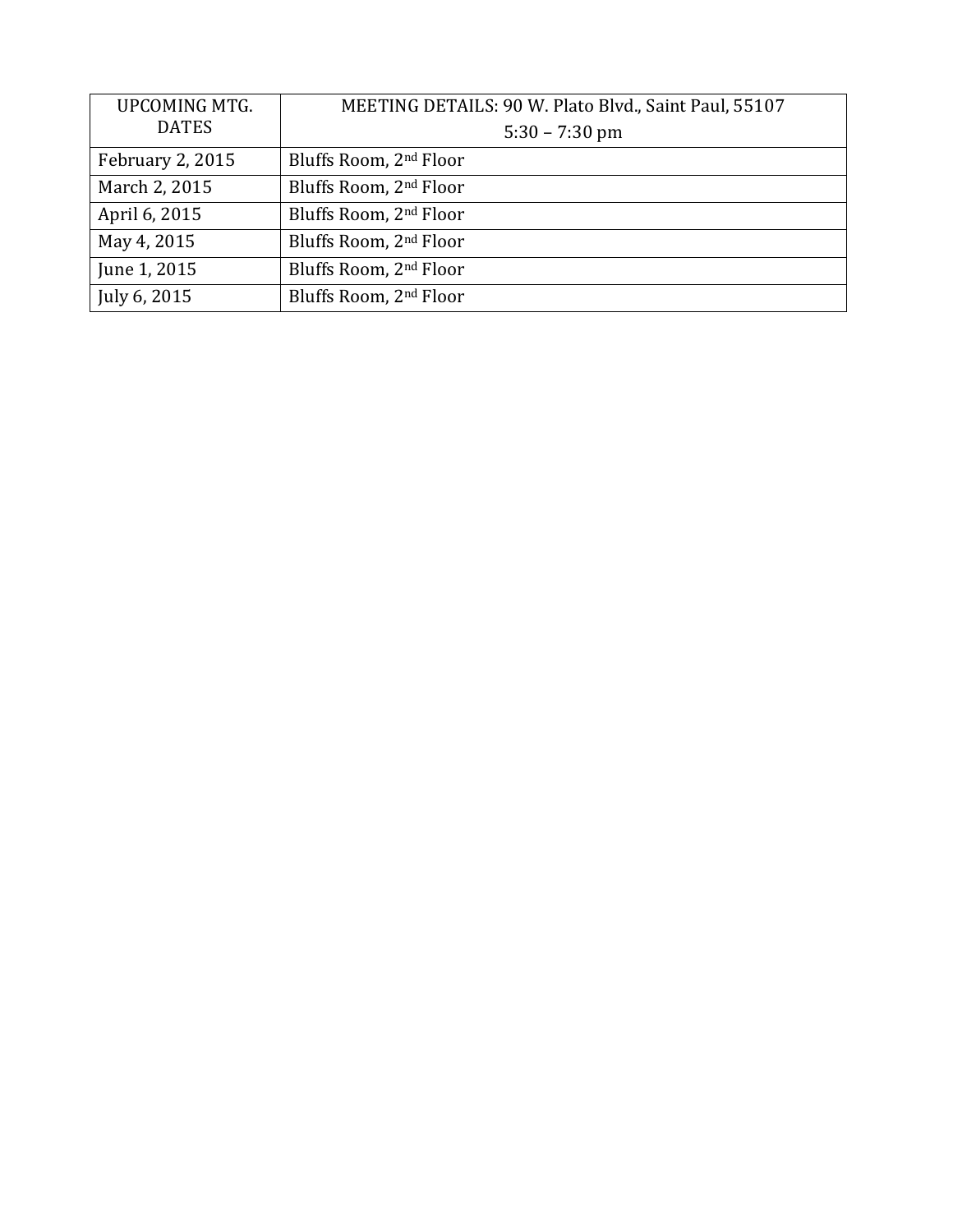| UPCOMING MTG. DATES | MEETING DETAILS: 90 W. Plato Blvd., Saint Paul, 55107 5:30 – 7:30 pm |
|---|---|
| February 2, 2015 | Bluffs Room, 2nd Floor |
| March 2, 2015 | Bluffs Room, 2nd Floor |
| April 6, 2015 | Bluffs Room, 2nd Floor |
| May 4, 2015 | Bluffs Room, 2nd Floor |
| June 1, 2015 | Bluffs Room, 2nd Floor |
| July 6, 2015 | Bluffs Room, 2nd Floor |